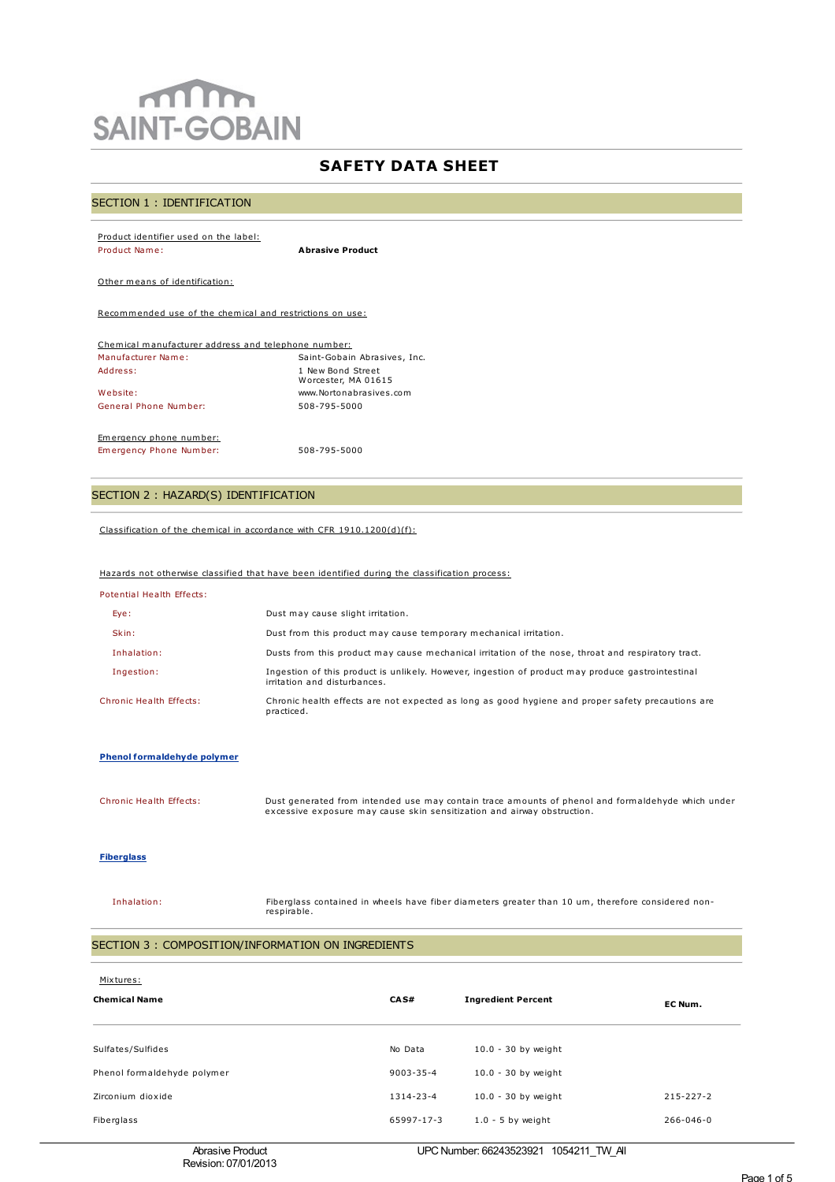SAINT-GOBAIN

# SAFETY DATA SHEET

## SECTION 1 : IDENTIFICATION

Product identifier used on the label:

Product Name: **Abrasive Product**

Other means of identification:

Recommended use of the chemical and restrictions on use:

Chemical manufacturer address and telephone number:

| | |
|---|---|
| Manufacturer Name: | Saint-Gobain Abrasives, Inc. |
| Address: | 1 New Bond Street<br>Worcester, MA 01615 |
| Website: | www.Nortonabrasives.com |
| General Phone Number: | 508-795-5000 |

Emergency phone number:

Emergency Phone Number: 508-795-5000

## SECTION 2 : HAZARD(S) IDENTIFICATION

Classification of the chemical in accordance with CFR 1910.1200(d)(f):

Hazards not otherwise classified that have been identified during the classification process:

Potential Health Effects:

| | |
|---|---|
| Eye: | Dust may cause slight irritation. |
| Skin: | Dust from this product may cause temporary mechanical irritation. |
| Inhalation: | Dusts from this product may cause mechanical irritation of the nose, throat and respiratory tract. |
| Ingestion: | Ingestion of this product is unlikely. However, ingestion of product may produce gastrointestinal irritation and disturbances. |
| Chronic Health Effects: | Chronic health effects are not expected as long as good hygiene and proper safety precautions are practiced. |

**Phenol formaldehyde polymer**

Chronic Health Effects: Dust generated from intended use may contain trace amounts of phenol and formaldehyde which under excessive exposure may cause skin sensitization and airway obstruction.

**Fiberglass**

Inhalation: Fiberglass contained in wheels have fiber diameters greater than 10 um, therefore considered non-respirable.

## SECTION 3 : COMPOSITION/INFORMATION ON INGREDIENTS

Mixtures:

| Chemical Name | CAS# | Ingredient Percent | EC Num. |
|---|---|---|---|
| Sulfates/Sulfides | No Data | 10.0 - 30 by weight | |
| Phenol formaldehyde polymer | 9003-35-4 | 10.0 - 30 by weight | |
| Zirconium dioxide | 1314-23-4 | 10.0 - 30 by weight | 215-227-2 |
| Fiberglass | 65997-17-3 | 1.0 - 5 by weight | 266-046-0 |

Abrasive Product
Revision: 07/01/2013

UPC Number: 66243523921 1054211_TW_All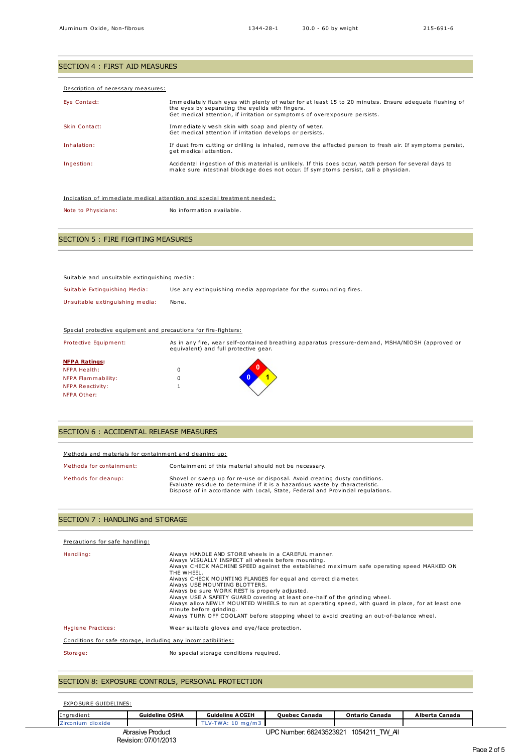| Aluminum Oxide, Non-fibrous | 1344-28-1 | 30.0 - 60 by weight | 215-691-6 |
|---|---|---|---|

## SECTION 4 : FIRST AID MEASURES

Description of necessary measures:

| | |
|---|---|
| Eye Contact: | Immediately flush eyes with plenty of water for at least 15 to 20 minutes. Ensure adequate flushing of the eyes by separating the eyelids with fingers.<br>Get medical attention, if irritation or symptoms of overexposure persists. |
| Skin Contact: | Immediately wash skin with soap and plenty of water.<br>Get medical attention if irritation develops or persists. |
| Inhalation: | If dust from cutting or drilling is inhaled, remove the affected person to fresh air. If symptoms persist, get medical attention. |
| Ingestion: | Accidental ingestion of this material is unlikely. If this does occur, watch person for several days to make sure intestinal blockage does not occur. If symptoms persist, call a physician. |

Indication of immediate medical attention and special treatment needed:

| | |
|---|---|
| Note to Physicians: | No information available. |

## SECTION 5 : FIRE FIGHTING MEASURES

Suitable and unsuitable extinguishing media:

| | |
|---|---|
| Suitable Extinguishing Media: | Use any extinguishing media appropriate for the surrounding fires. |
| Unsuitable extinguishing media: | None. |

Special protective equipment and precautions for fire-fighters:

| | |
|---|---|
| Protective Equipment: | As in any fire, wear self-contained breathing apparatus pressure-demand, MSHA/NIOSH (approved or equivalent) and full protective gear. |

**NFPA Ratings:**

| | |
|---|---|
| NFPA Health: | 0 |
| NFPA Flammability: | 0 |
| NFPA Reactivity: | 1 |
| NFPA Other: | |

## SECTION 6 : ACCIDENTAL RELEASE MEASURES

Methods and materials for containment and cleaning up:

| | |
|---|---|
| Methods for containment: | Containment of this material should not be necessary. |
| Methods for cleanup: | Shovel or sweep up for re-use or disposal. Avoid creating dusty conditions.<br>Evaluate residue to determine if it is a hazardous waste by characteristic.<br>Dispose of in accordance with Local, State, Federal and Provincial regulations. |

## SECTION 7 : HANDLING and STORAGE

Precautions for safe handling:

| | |
|---|---|
| Handling: | Always HANDLE AND STORE wheels in a CAREFUL manner.<br>Always VISUALLY INSPECT all wheels before mounting.<br>Always CHECK MACHINE SPEED against the established maximum safe operating speed MARKED ON THE WHEEL.<br>Always CHECK MOUNTING FLANGES for equal and correct diameter.<br>Always USE MOUNTING BLOTTERS.<br>Always be sure WORK REST is properly adjusted.<br>Always USE A SAFETY GUARD covering at least one-half of the grinding wheel.<br>Always allow NEWLY MOUNTED WHEELS to run at operating speed, with guard in place, for at least one minute before grinding.<br>Always TURN OFF COOLANT before stopping wheel to avoid creating an out-of-balance wheel. |
| Hygiene Practices: | Wear suitable gloves and eye/face protection. |

Conditions for safe storage, including any incompatibilities:

| | |
|---|---|
| Storage: | No special storage conditions required. |

## SECTION 8: EXPOSURE CONTROLS, PERSONAL PROTECTION

EXPOSURE GUIDELINES:

| Ingredient | Guideline OSHA | Guideline ACGIH | Quebec Canada | Ontario Canada | Alberta Canada |
|---|---|---|---|---|---|
| Zirconium dioxide | | TLV-TWA: 10 mg/m3 | | | |

Abrasive Product
Revision: 07/01/2013

UPC Number: 66243523921 1054211_TW_All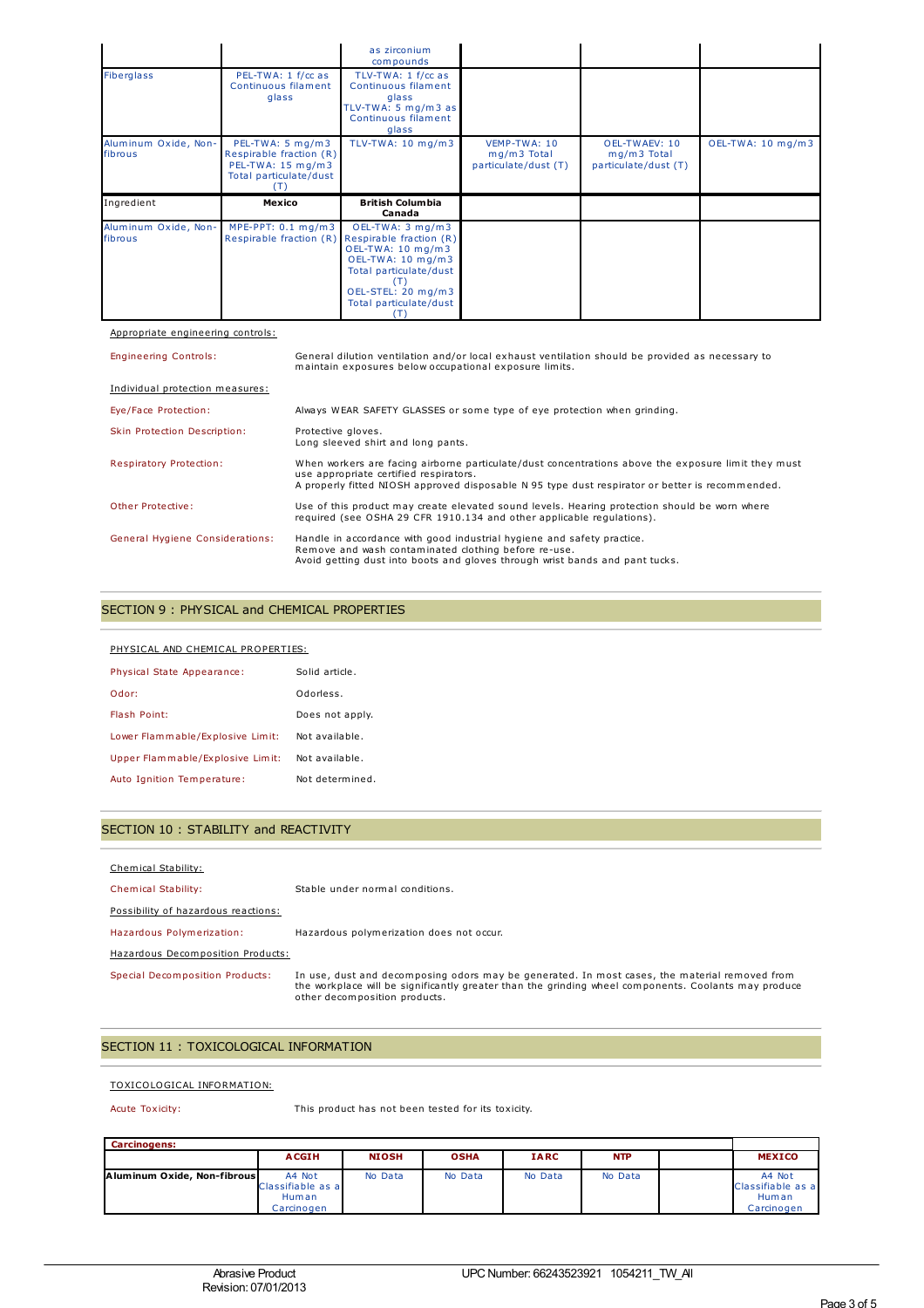| | | as zirconium compounds | | | |
|---|---|---|---|---|---|
| Fiberglass | PEL-TWA: 1 f/cc as Continuous filament glass | TLV-TWA: 1 f/cc as Continuous filament glass TLV-TWA: 5 mg/m3 as Continuous filament glass | | | |
| Aluminum Oxide, Non-fibrous | PEL-TWA: 5 mg/m3 Respirable fraction (R) PEL-TWA: 15 mg/m3 Total particulate/dust (T) | TLV-TWA: 10 mg/m3 | VEMP-TWA: 10 mg/m3 Total particulate/dust (T) | OEL-TWAEV: 10 mg/m3 Total particulate/dust (T) | OEL-TWA: 10 mg/m3 |

| Ingredient | Mexico | British Columbia Canada | | | |
|---|---|---|---|---|---|
| Aluminum Oxide, Non-fibrous | MPE-PPT: 0.1 mg/m3 Respirable fraction (R) | OEL-TWA: 3 mg/m3 Respirable fraction (R) OEL-TWA: 10 mg/m3 OEL-TWA: 10 mg/m3 Total particulate/dust (T) OEL-STEL: 20 mg/m3 Total particulate/dust (T) | | | |

Appropriate engineering controls:

Engineering Controls: General dilution ventilation and/or local exhaust ventilation should be provided as necessary to maintain exposures below occupational exposure limits.

Individual protection measures:

Eye/Face Protection: Always WEAR SAFETY GLASSES or some type of eye protection when grinding.

Skin Protection Description: Protective gloves.
Long sleeved shirt and long pants.

Respiratory Protection: When workers are facing airborne particulate/dust concentrations above the exposure limit they must use appropriate certified respirators.
A properly fitted NIOSH approved disposable N 95 type dust respirator or better is recommended.

Other Protective: Use of this product may create elevated sound levels. Hearing protection should be worn where required (see OSHA 29 CFR 1910.134 and other applicable regulations).

General Hygiene Considerations: Handle in accordance with good industrial hygiene and safety practice.
Remove and wash contaminated clothing before re-use.
Avoid getting dust into boots and gloves through wrist bands and pant tucks.

## SECTION 9 : PHYSICAL and CHEMICAL PROPERTIES

PHYSICAL AND CHEMICAL PROPERTIES:

Physical State Appearance: Solid article.

Odor: Odorless.

Flash Point: Does not apply.

Lower Flammable/Explosive Limit: Not available.

Upper Flammable/Explosive Limit: Not available.

Auto Ignition Temperature: Not determined.

## SECTION 10 : STABILITY and REACTIVITY

Chemical Stability:

Chemical Stability: Stable under normal conditions.

Possibility of hazardous reactions:

Hazardous Polymerization: Hazardous polymerization does not occur.

Hazardous Decomposition Products:

Special Decomposition Products: In use, dust and decomposing odors may be generated. In most cases, the material removed from the workplace will be significantly greater than the grinding wheel components. Coolants may produce other decomposition products.

## SECTION 11 : TOXICOLOGICAL INFORMATION

TOXICOLOGICAL INFORMATION:

Acute Toxicity: This product has not been tested for its toxicity.

| Carcinogens: | | | | | | | |
|---|---|---|---|---|---|---|---|
| | ACGIH | NIOSH | OSHA | IARC | NTP | | MEXICO |
| Aluminum Oxide, Non-fibrous | A4 Not Classifiable as a Human Carcinogen | No Data | No Data | No Data | No Data | | A4 Not Classifiable as a Human Carcinogen |

Abrasive Product
Revision: 07/01/2013

UPC Number: 66243523921 1054211_TW_All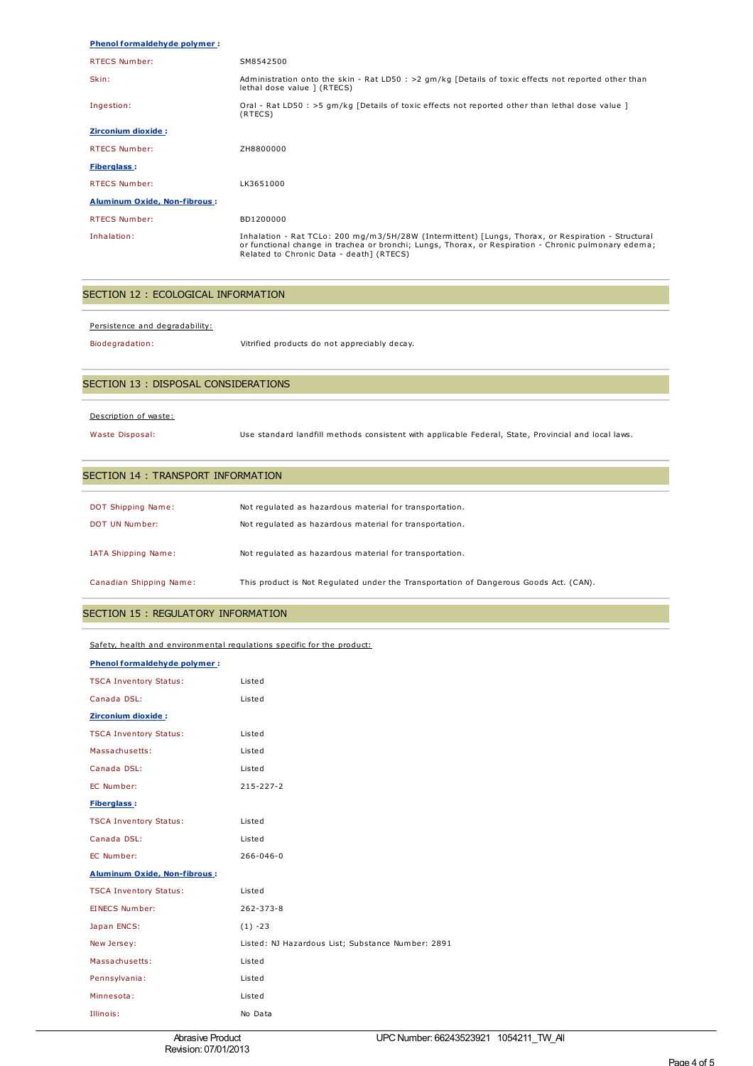**Phenol formaldehyde polymer :**

| | |
|---|---|
| RTECS Number: | SM8542500 |
| Skin: | Administration onto the skin - Rat LD50 : >2 gm/kg [Details of toxic effects not reported other than lethal dose value ] (RTECS) |
| Ingestion: | Oral - Rat LD50 : >5 gm/kg [Details of toxic effects not reported other than lethal dose value ] (RTECS) |

**Zirconium dioxide :**

| | |
|---|---|
| RTECS Number: | ZH8800000 |

**Fiberglass :**

| | |
|---|---|
| RTECS Number: | LK3651000 |

**Aluminum Oxide, Non-fibrous :**

| | |
|---|---|
| RTECS Number: | BD1200000 |
| Inhalation: | Inhalation - Rat TCLo: 200 mg/m3/5H/28W (Intermittent) [Lungs, Thorax, or Respiration - Structural or functional change in trachea or bronchi; Lungs, Thorax, or Respiration - Chronic pulmonary edema; Related to Chronic Data - death] (RTECS) |

## SECTION 12 : ECOLOGICAL INFORMATION

Persistence and degradability:

| | |
|---|---|
| Biodegradation: | Vitrified products do not appreciably decay. |

## SECTION 13 : DISPOSAL CONSIDERATIONS

Description of waste:

| | |
|---|---|
| Waste Disposal: | Use standard landfill methods consistent with applicable Federal, State, Provincial and local laws. |

## SECTION 14 : TRANSPORT INFORMATION

| | |
|---|---|
| DOT Shipping Name: | Not regulated as hazardous material for transportation. |
| DOT UN Number: | Not regulated as hazardous material for transportation. |
| IATA Shipping Name: | Not regulated as hazardous material for transportation. |
| Canadian Shipping Name: | This product is Not Regulated under the Transportation of Dangerous Goods Act. (CAN). |

## SECTION 15 : REGULATORY INFORMATION

Safety, health and environmental regulations specific for the product:

**Phenol formaldehyde polymer :**

| | |
|---|---|
| TSCA Inventory Status: | Listed |
| Canada DSL: | Listed |

**Zirconium dioxide :**

| | |
|---|---|
| TSCA Inventory Status: | Listed |
| Massachusetts: | Listed |
| Canada DSL: | Listed |
| EC Number: | 215-227-2 |

**Fiberglass :**

| | |
|---|---|
| TSCA Inventory Status: | Listed |
| Canada DSL: | Listed |
| EC Number: | 266-046-0 |

**Aluminum Oxide, Non-fibrous :**

| | |
|---|---|
| TSCA Inventory Status: | Listed |
| EINECS Number: | 262-373-8 |
| Japan ENCS: | (1) -23 |
| New Jersey: | Listed: NJ Hazardous List; Substance Number: 2891 |
| Massachusetts: | Listed |
| Pennsylvania: | Listed |
| Minnesota: | Listed |
| Illinois: | No Data |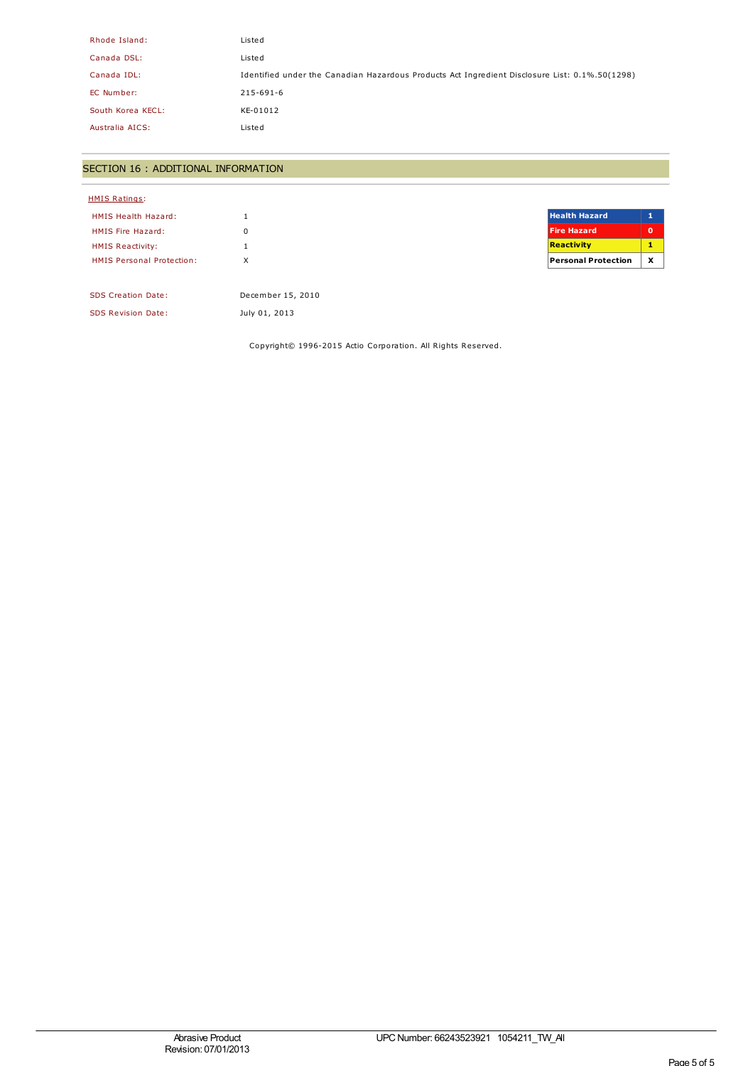| | |
|---|---|
| Rhode Island: | Listed |
| Canada DSL: | Listed |
| Canada IDL: | Identified under the Canadian Hazardous Products Act Ingredient Disclosure List: 0.1%.50(1298) |
| EC Number: | 215-691-6 |
| South Korea KECL: | KE-01012 |
| Australia AICS: | Listed |

## SECTION 16 : ADDITIONAL INFORMATION

HMIS Ratings:

| | |
|---|---|
| HMIS Health Hazard: | 1 |
| HMIS Fire Hazard: | 0 |
| HMIS Reactivity: | 1 |
| HMIS Personal Protection: | X |

| | |
|---|---|
| **Health Hazard** | **1** |
| **Fire Hazard** | **0** |
| **Reactivity** | **1** |
| **Personal Protection** | **X** |

| | |
|---|---|
| SDS Creation Date: | December 15, 2010 |
| SDS Revision Date: | July 01, 2013 |

Copyright© 1996-2015 Actio Corporation. All Rights Reserved.

Abrasive Product
Revision: 07/01/2013

UPC Number: 66243523921 1054211_TW_All